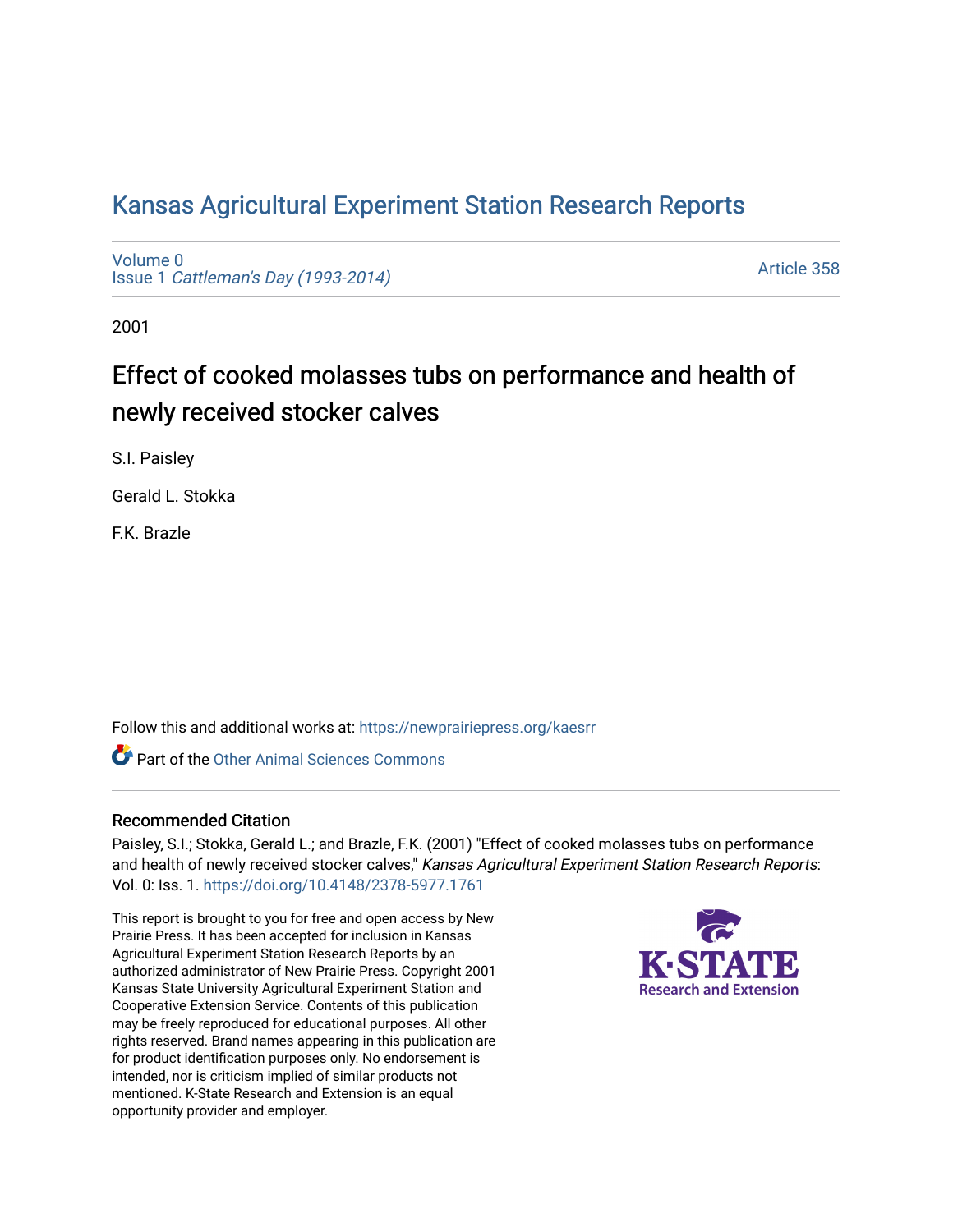# Kansas Agricultural Experiment Station Research Reports

Volume 0
Issue 1 *Cattleman's Day (1993-2014)*

Article 358

2001

## Effect of cooked molasses tubs on performance and health of newly received stocker calves

S.I. Paisley

Gerald L. Stokka

F.K. Brazle

Follow this and additional works at: https://newprairiepress.org/kaesrr

Part of the Other Animal Sciences Commons

### Recommended Citation

Paisley, S.I.; Stokka, Gerald L.; and Brazle, F.K. (2001) "Effect of cooked molasses tubs on performance and health of newly received stocker calves," *Kansas Agricultural Experiment Station Research Reports*: Vol. 0: Iss. 1. https://doi.org/10.4148/2378-5977.1761

This report is brought to you for free and open access by New Prairie Press. It has been accepted for inclusion in Kansas Agricultural Experiment Station Research Reports by an authorized administrator of New Prairie Press. Copyright 2001 Kansas State University Agricultural Experiment Station and Cooperative Extension Service. Contents of this publication may be freely reproduced for educational purposes. All other rights reserved. Brand names appearing in this publication are for product identification purposes only. No endorsement is intended, nor is criticism implied of similar products not mentioned. K-State Research and Extension is an equal opportunity provider and employer.

K-STATE Research and Extension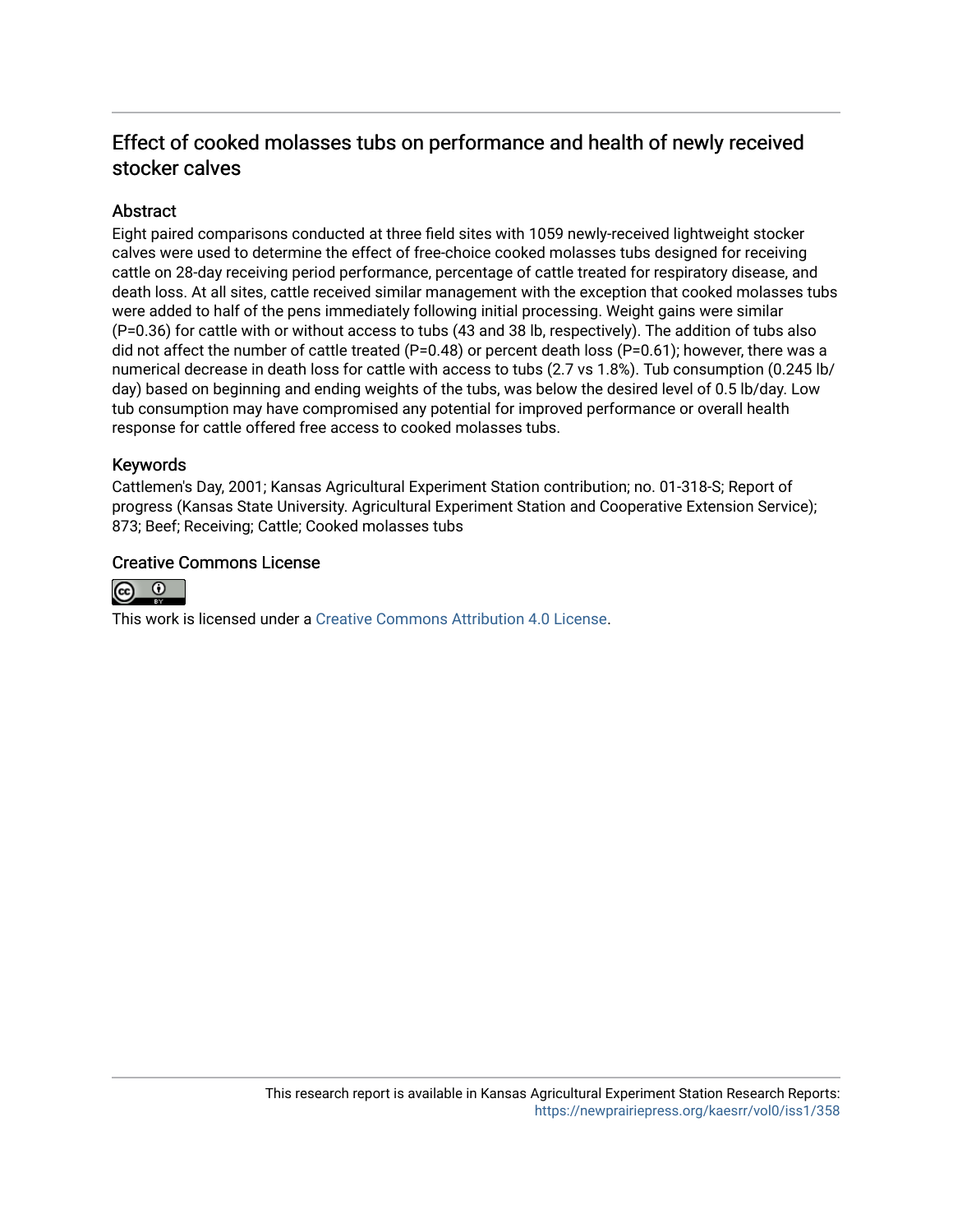# Effect of cooked molasses tubs on performance and health of newly received stocker calves

## Abstract

Eight paired comparisons conducted at three field sites with 1059 newly-received lightweight stocker calves were used to determine the effect of free-choice cooked molasses tubs designed for receiving cattle on 28-day receiving period performance, percentage of cattle treated for respiratory disease, and death loss. At all sites, cattle received similar management with the exception that cooked molasses tubs were added to half of the pens immediately following initial processing. Weight gains were similar (P=0.36) for cattle with or without access to tubs (43 and 38 lb, respectively). The addition of tubs also did not affect the number of cattle treated (P=0.48) or percent death loss (P=0.61); however, there was a numerical decrease in death loss for cattle with access to tubs (2.7 vs 1.8%). Tub consumption (0.245 lb/day) based on beginning and ending weights of the tubs, was below the desired level of 0.5 lb/day. Low tub consumption may have compromised any potential for improved performance or overall health response for cattle offered free access to cooked molasses tubs.

## Keywords

Cattlemen's Day, 2001; Kansas Agricultural Experiment Station contribution; no. 01-318-S; Report of progress (Kansas State University. Agricultural Experiment Station and Cooperative Extension Service); 873; Beef; Receiving; Cattle; Cooked molasses tubs

## Creative Commons License

This work is licensed under a Creative Commons Attribution 4.0 License.

This research report is available in Kansas Agricultural Experiment Station Research Reports: https://newprairiepress.org/kaesrr/vol0/iss1/358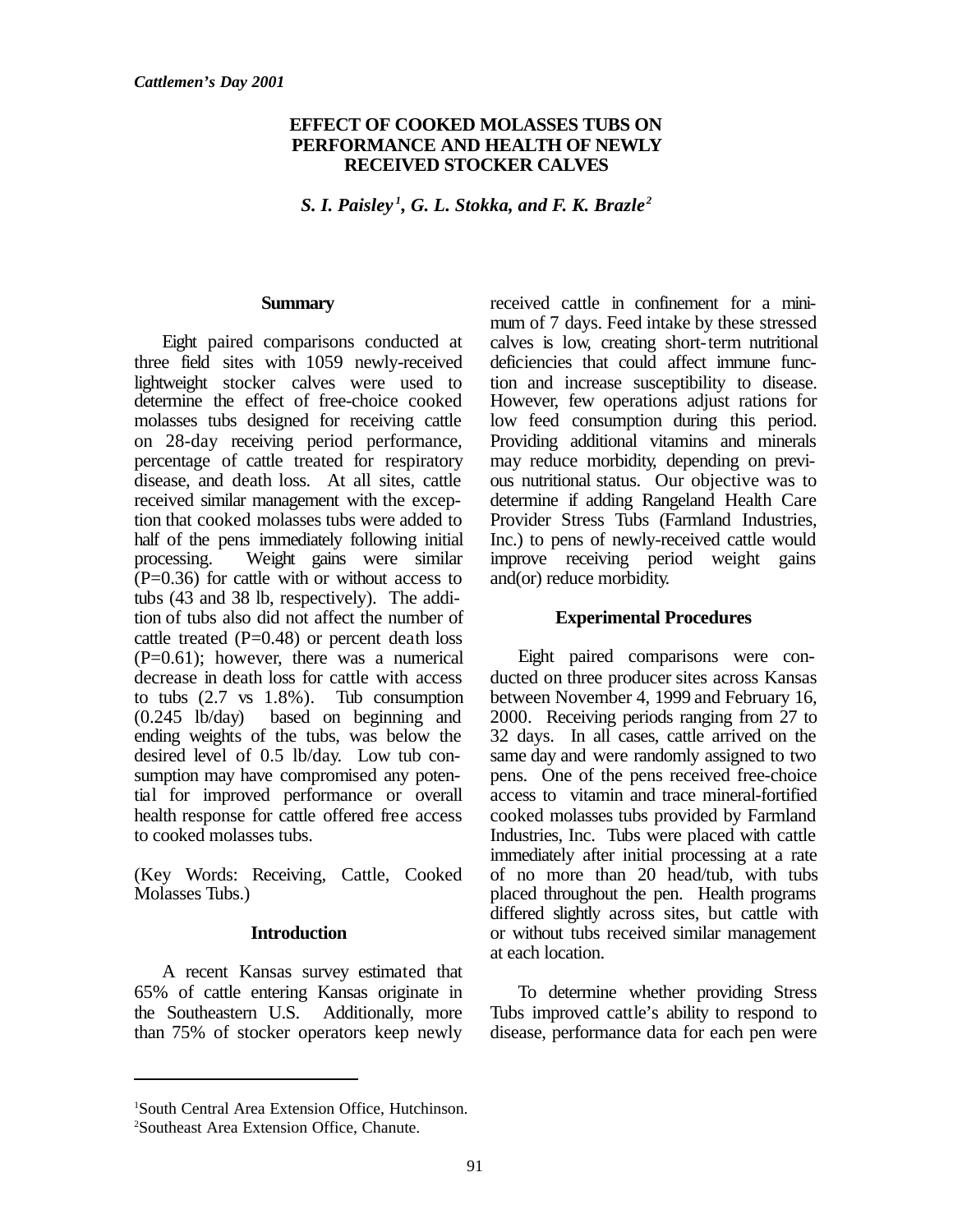*Cattlemen's Day 2001*

# EFFECT OF COOKED MOLASSES TUBS ON PERFORMANCE AND HEALTH OF NEWLY RECEIVED STOCKER CALVES

***S. I. Paisley[1], G. L. Stokka, and F. K. Brazle[2]***

## Summary

Eight paired comparisons conducted at three field sites with 1059 newly-received lightweight stocker calves were used to determine the effect of free-choice cooked molasses tubs designed for receiving cattle on 28-day receiving period performance, percentage of cattle treated for respiratory disease, and death loss. At all sites, cattle received similar management with the exception that cooked molasses tubs were added to half of the pens immediately following initial processing. Weight gains were similar ($P=0.36$) for cattle with or without access to tubs (43 and 38 lb, respectively). The addition of tubs also did not affect the number of cattle treated ($P=0.48$) or percent death loss ($P=0.61$); however, there was a numerical decrease in death loss for cattle with access to tubs (2.7 vs 1.8%). Tub consumption (0.245 lb/day) based on beginning and ending weights of the tubs, was below the desired level of 0.5 lb/day. Low tub consumption may have compromised any potential for improved performance or overall health response for cattle offered free access to cooked molasses tubs.

(Key Words: Receiving, Cattle, Cooked Molasses Tubs.)

## Introduction

A recent Kansas survey estimated that 65% of cattle entering Kansas originate in the Southeastern U.S. Additionally, more than 75% of stocker operators keep newly received cattle in confinement for a minimum of 7 days. Feed intake by these stressed calves is low, creating short-term nutritional deficiencies that could affect immune function and increase susceptibility to disease. However, few operations adjust rations for low feed consumption during this period. Providing additional vitamins and minerals may reduce morbidity, depending on previous nutritional status. Our objective was to determine if adding Rangeland Health Care Provider Stress Tubs (Farmland Industries, Inc.) to pens of newly-received cattle would improve receiving period weight gains and(or) reduce morbidity.

## Experimental Procedures

Eight paired comparisons were conducted on three producer sites across Kansas between November 4, 1999 and February 16, 2000. Receiving periods ranging from 27 to 32 days. In all cases, cattle arrived on the same day and were randomly assigned to two pens. One of the pens received free-choice access to vitamin and trace mineral-fortified cooked molasses tubs provided by Farmland Industries, Inc. Tubs were placed with cattle immediately after initial processing at a rate of no more than 20 head/tub, with tubs placed throughout the pen. Health programs differed slightly across sites, but cattle with or without tubs received similar management at each location.

To determine whether providing Stress Tubs improved cattle's ability to respond to disease, performance data for each pen were

---

[1]South Central Area Extension Office, Hutchinson.
[2]Southeast Area Extension Office, Chanute.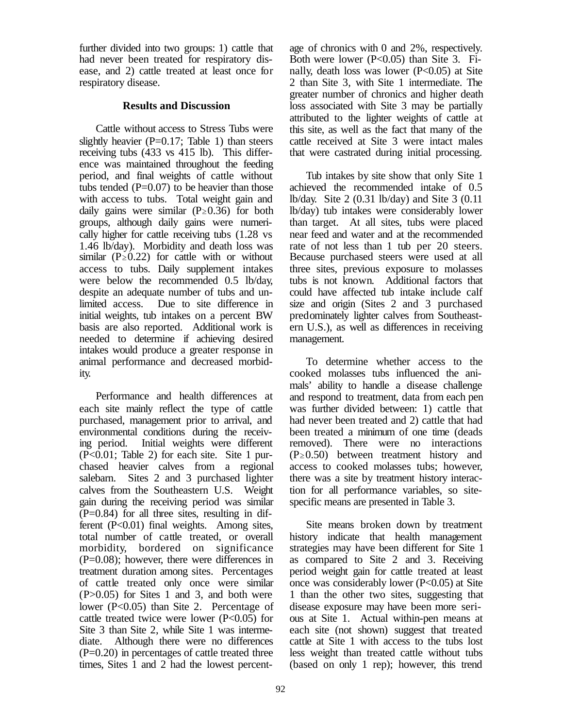further divided into two groups: 1) cattle that had never been treated for respiratory disease, and 2) cattle treated at least once for respiratory disease.

## Results and Discussion

Cattle without access to Stress Tubs were slightly heavier ($P=0.17$; Table 1) than steers receiving tubs (433 vs 415 lb). This difference was maintained throughout the feeding period, and final weights of cattle without tubs tended ($P=0.07$) to be heavier than those with access to tubs. Total weight gain and daily gains were similar ($P\geq0.36$) for both groups, although daily gains were numerically higher for cattle receiving tubs (1.28 vs 1.46 lb/day). Morbidity and death loss was similar ($P\geq0.22$) for cattle with or without access to tubs. Daily supplement intakes were below the recommended 0.5 lb/day, despite an adequate number of tubs and unlimited access. Due to site difference in initial weights, tub intakes on a percent BW basis are also reported. Additional work is needed to determine if achieving desired intakes would produce a greater response in animal performance and decreased morbidity.

Performance and health differences at each site mainly reflect the type of cattle purchased, management prior to arrival, and environmental conditions during the receiving period. Initial weights were different ($P<0.01$; Table 2) for each site. Site 1 purchased heavier calves from a regional salebarn. Sites 2 and 3 purchased lighter calves from the Southeastern U.S. Weight gain during the receiving period was similar ($P=0.84$) for all three sites, resulting in different ($P<0.01$) final weights. Among sites, total number of cattle treated, or overall morbidity, bordered on significance ($P=0.08$); however, there were differences in treatment duration among sites. Percentages of cattle treated only once were similar ($P>0.05$) for Sites 1 and 3, and both were lower ($P<0.05$) than Site 2. Percentage of cattle treated twice were lower ($P<0.05$) for Site 3 than Site 2, while Site 1 was intermediate. Although there were no differences ($P=0.20$) in percentages of cattle treated three times, Sites 1 and 2 had the lowest percentage of chronics with 0 and 2%, respectively. Both were lower ($P<0.05$) than Site 3. Finally, death loss was lower ($P<0.05$) at Site 2 than Site 3, with Site 1 intermediate. The greater number of chronics and higher death loss associated with Site 3 may be partially attributed to the lighter weights of cattle at this site, as well as the fact that many of the cattle received at Site 3 were intact males that were castrated during initial processing.

Tub intakes by site show that only Site 1 achieved the recommended intake of 0.5 lb/day. Site 2 (0.31 lb/day) and Site 3 (0.11 lb/day) tub intakes were considerably lower than target. At all sites, tubs were placed near feed and water and at the recommended rate of not less than 1 tub per 20 steers. Because purchased steers were used at all three sites, previous exposure to molasses tubs is not known. Additional factors that could have affected tub intake include calf size and origin (Sites 2 and 3 purchased predominately lighter calves from Southeastern U.S.), as well as differences in receiving management.

To determine whether access to the cooked molasses tubs influenced the animals' ability to handle a disease challenge and respond to treatment, data from each pen was further divided between: 1) cattle that had never been treated and 2) cattle that had been treated a minimum of one time (deads removed). There were no interactions ($P\geq0.50$) between treatment history and access to cooked molasses tubs; however, there was a site by treatment history interaction for all performance variables, so site-specific means are presented in Table 3.

Site means broken down by treatment history indicate that health management strategies may have been different for Site 1 as compared to Site 2 and 3. Receiving period weight gain for cattle treated at least once was considerably lower ($P<0.05$) at Site 1 than the other two sites, suggesting that disease exposure may have been more serious at Site 1. Actual within-pen means at each site (not shown) suggest that treated cattle at Site 1 with access to the tubs lost less weight than treated cattle without tubs (based on only 1 rep); however, this trend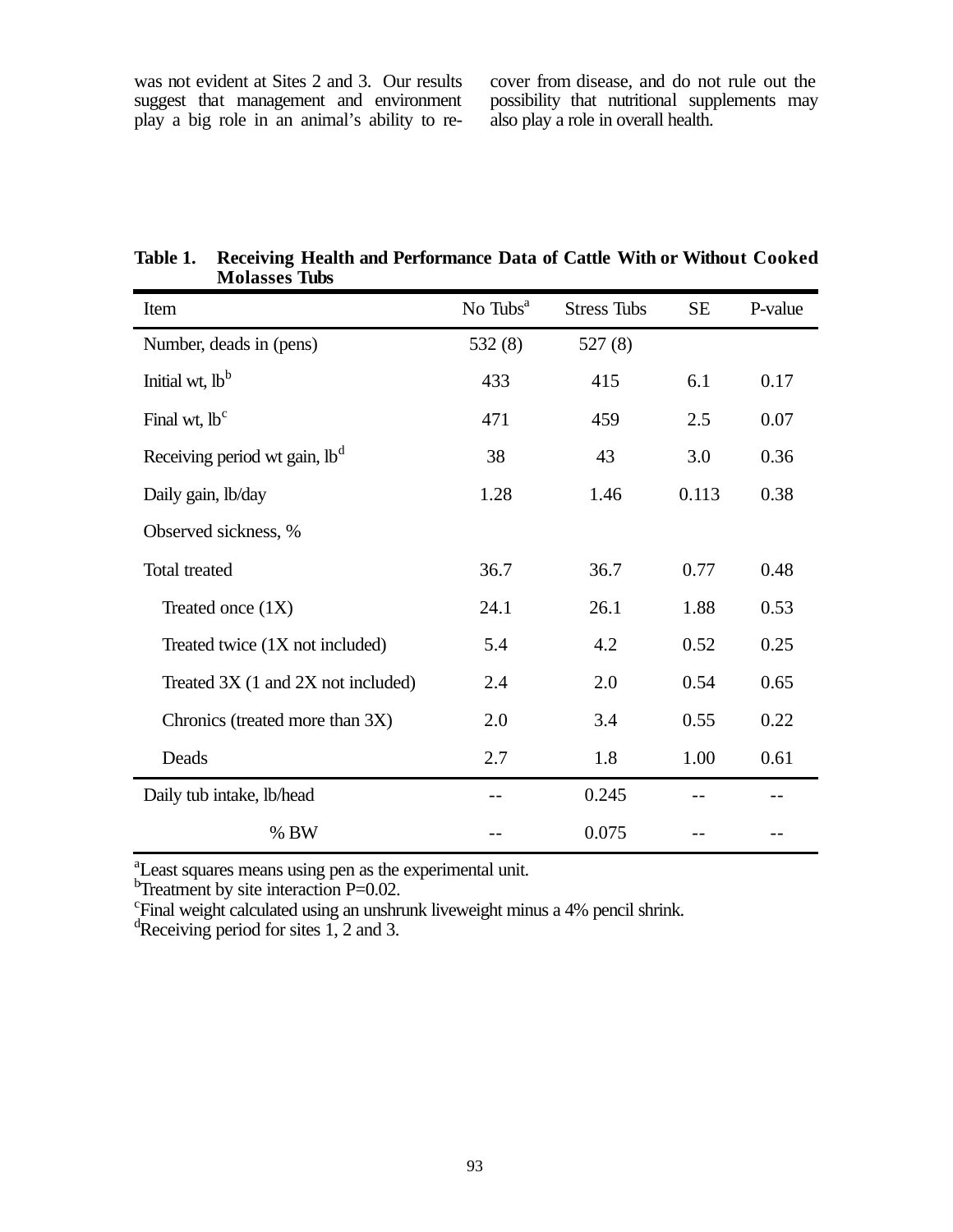was not evident at Sites 2 and 3. Our results suggest that management and environment play a big role in an animal's ability to recover from disease, and do not rule out the possibility that nutritional supplements may also play a role in overall health.

**Table 1. Receiving Health and Performance Data of Cattle With or Without Cooked Molasses Tubs**

| Item | No Tubs[a] | Stress Tubs | SE | P-value |
|---|---|---|---|---|
| Number, deads in (pens) | 532 (8) | 527 (8) | | |
| Initial wt, lb[b] | 433 | 415 | 6.1 | 0.17 |
| Final wt, lb[c] | 471 | 459 | 2.5 | 0.07 |
| Receiving period wt gain, lb[d] | 38 | 43 | 3.0 | 0.36 |
| Daily gain, lb/day | 1.28 | 1.46 | 0.113 | 0.38 |
| Observed sickness, % | | | | |
| Total treated | 36.7 | 36.7 | 0.77 | 0.48 |
| Treated once (1X) | 24.1 | 26.1 | 1.88 | 0.53 |
| Treated twice (1X not included) | 5.4 | 4.2 | 0.52 | 0.25 |
| Treated 3X (1 and 2X not included) | 2.4 | 2.0 | 0.54 | 0.65 |
| Chronics (treated more than 3X) | 2.0 | 3.4 | 0.55 | 0.22 |
| Deads | 2.7 | 1.8 | 1.00 | 0.61 |
| Daily tub intake, lb/head | -- | 0.245 | -- | -- |
| % BW | -- | 0.075 | -- | -- |

[a]Least squares means using pen as the experimental unit.
[b]Treatment by site interaction P=0.02.
[c]Final weight calculated using an unshrunk liveweight minus a 4% pencil shrink.
[d]Receiving period for sites 1, 2 and 3.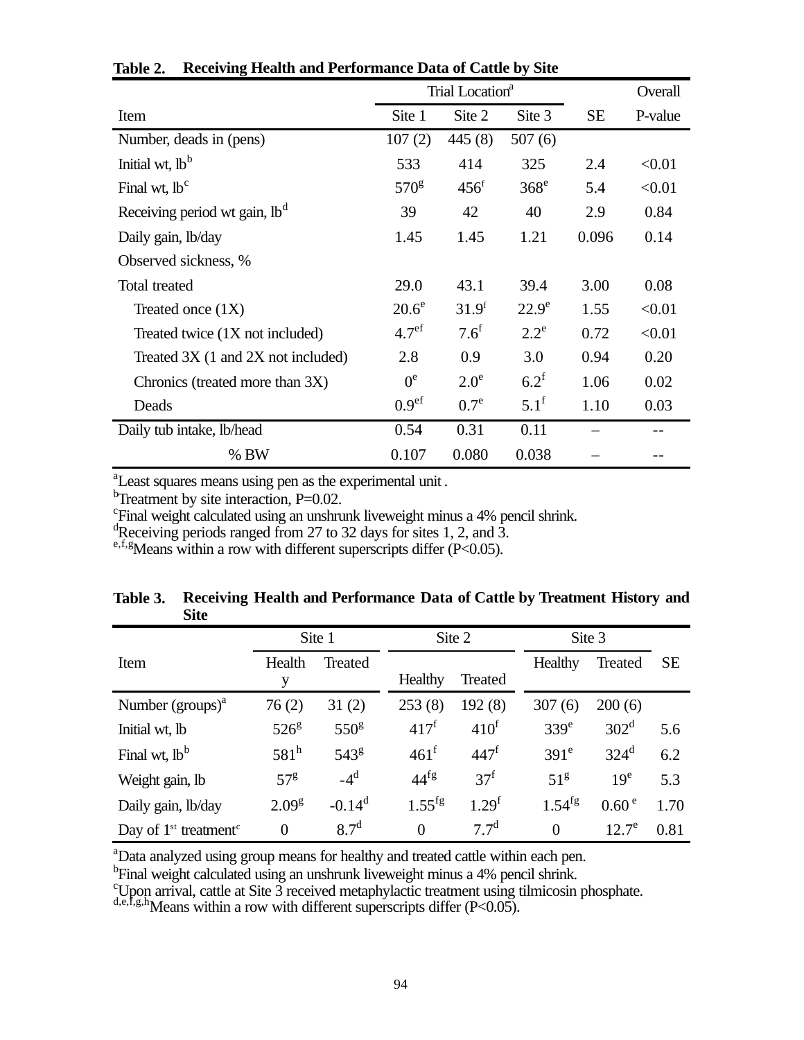**Table 2. Receiving Health and Performance Data of Cattle by Site**

| | Trial Location[a] | | | | Overall |
|---|---|---|---|---|---|
| Item | Site 1 | Site 2 | Site 3 | SE | P-value |
| Number, deads in (pens) | 107 (2) | 445 (8) | 507 (6) | | |
| Initial wt, lb[b] | 533 | 414 | 325 | 2.4 | <0.01 |
| Final wt, lb[c] | 570[g] | 456[f] | 368[e] | 5.4 | <0.01 |
| Receiving period wt gain, lb[d] | 39 | 42 | 40 | 2.9 | 0.84 |
| Daily gain, lb/day | 1.45 | 1.45 | 1.21 | 0.096 | 0.14 |
| Observed sickness, % | | | | | |
| Total treated | 29.0 | 43.1 | 39.4 | 3.00 | 0.08 |
| Treated once (1X) | 20.6[e] | 31.9[f] | 22.9[e] | 1.55 | <0.01 |
| Treated twice (1X not included) | 4.7[ef] | 7.6[f] | 2.2[e] | 0.72 | <0.01 |
| Treated 3X (1 and 2X not included) | 2.8 | 0.9 | 3.0 | 0.94 | 0.20 |
| Chronics (treated more than 3X) | 0[e] | 2.0[e] | 6.2[f] | 1.06 | 0.02 |
| Deads | 0.9[ef] | 0.7[e] | 5.1[f] | 1.10 | 0.03 |
| Daily tub intake, lb/head | 0.54 | 0.31 | 0.11 | – | -- |
| % BW | 0.107 | 0.080 | 0.038 | – | -- |

[a]Least squares means using pen as the experimental unit.
[b]Treatment by site interaction, P=0.02.
[c]Final weight calculated using an unshrunk liveweight minus a 4% pencil shrink.
[d]Receiving periods ranged from 27 to 32 days for sites 1, 2, and 3.
[e,f,g]Means within a row with different superscripts differ ($P<0.05$).

**Table 3. Receiving Health and Performance Data of Cattle by Treatment History and Site**

| | Site 1 | | Site 2 | | Site 3 | | |
|---|---|---|---|---|---|---|---|
| Item | Healthy | Treated | Healthy | Treated | Healthy | Treated | SE |
| Number (groups)[a] | 76 (2) | 31 (2) | 253 (8) | 192 (8) | 307 (6) | 200 (6) | |
| Initial wt, lb | 526[g] | 550[g] | 417[f] | 410[f] | 339[e] | 302[d] | 5.6 |
| Final wt, lb[b] | 581[h] | 543[g] | 461[f] | 447[f] | 391[e] | 324[d] | 6.2 |
| Weight gain, lb | 57[g] | -4[d] | 44[fg] | 37[f] | 51[g] | 19[e] | 5.3 |
| Daily gain, lb/day | 2.09[g] | -0.14[d] | 1.55[fg] | 1.29[f] | 1.54[fg] | 0.60[e] | 1.70 |
| Day of 1st treatment[c] | 0 | 8.7[d] | 0 | 7.7[d] | 0 | 12.7[e] | 0.81 |

[a]Data analyzed using group means for healthy and treated cattle within each pen.
[b]Final weight calculated using an unshrunk liveweight minus a 4% pencil shrink.
[c]Upon arrival, cattle at Site 3 received metaphylactic treatment using tilmicosin phosphate.
[d,e,f,g,h]Means within a row with different superscripts differ ($P<0.05$).